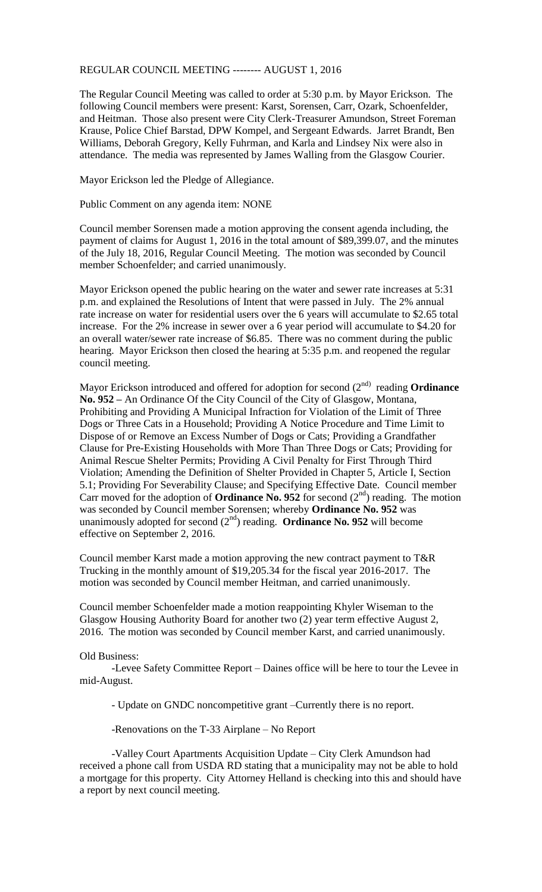# REGULAR COUNCIL MEETING -------- AUGUST 1, 2016

The Regular Council Meeting was called to order at 5:30 p.m. by Mayor Erickson. The following Council members were present: Karst, Sorensen, Carr, Ozark, Schoenfelder, and Heitman. Those also present were City Clerk-Treasurer Amundson, Street Foreman Krause, Police Chief Barstad, DPW Kompel, and Sergeant Edwards. Jarret Brandt, Ben Williams, Deborah Gregory, Kelly Fuhrman, and Karla and Lindsey Nix were also in attendance. The media was represented by James Walling from the Glasgow Courier.

Mayor Erickson led the Pledge of Allegiance.

Public Comment on any agenda item: NONE

Council member Sorensen made a motion approving the consent agenda including, the payment of claims for August 1, 2016 in the total amount of $89,399.07, and the minutes of the July 18, 2016, Regular Council Meeting. The motion was seconded by Council member Schoenfelder; and carried unanimously.

Mayor Erickson opened the public hearing on the water and sewer rate increases at 5:31 p.m. and explained the Resolutions of Intent that were passed in July. The 2% annual rate increase on water for residential users over the 6 years will accumulate to $2.65 total increase. For the 2% increase in sewer over a 6 year period will accumulate to $4.20 for an overall water/sewer rate increase of $6.85. There was no comment during the public hearing. Mayor Erickson then closed the hearing at 5:35 p.m. and reopened the regular council meeting.

Mayor Erickson introduced and offered for adoption for second (2nd) reading **Ordinance No. 952 –** An Ordinance Of the City Council of the City of Glasgow, Montana, Prohibiting and Providing A Municipal Infraction for Violation of the Limit of Three Dogs or Three Cats in a Household; Providing A Notice Procedure and Time Limit to Dispose of or Remove an Excess Number of Dogs or Cats; Providing a Grandfather Clause for Pre-Existing Households with More Than Three Dogs or Cats; Providing for Animal Rescue Shelter Permits; Providing A Civil Penalty for First Through Third Violation; Amending the Definition of Shelter Provided in Chapter 5, Article I, Section 5.1; Providing For Severability Clause; and Specifying Effective Date. Council member Carr moved for the adoption of **Ordinance No. 952** for second (2nd) reading. The motion was seconded by Council member Sorensen; whereby **Ordinance No. 952** was unanimously adopted for second (2nd) reading. **Ordinance No. 952** will become effective on September 2, 2016.

Council member Karst made a motion approving the new contract payment to T&R Trucking in the monthly amount of $19,205.34 for the fiscal year 2016-2017. The motion was seconded by Council member Heitman, and carried unanimously.

Council member Schoenfelder made a motion reappointing Khyler Wiseman to the Glasgow Housing Authority Board for another two (2) year term effective August 2, 2016. The motion was seconded by Council member Karst, and carried unanimously.

Old Business:

-Levee Safety Committee Report – Daines office will be here to tour the Levee in mid-August.

- Update on GNDC noncompetitive grant –Currently there is no report.

-Renovations on the T-33 Airplane – No Report

-Valley Court Apartments Acquisition Update – City Clerk Amundson had received a phone call from USDA RD stating that a municipality may not be able to hold a mortgage for this property. City Attorney Helland is checking into this and should have a report by next council meeting.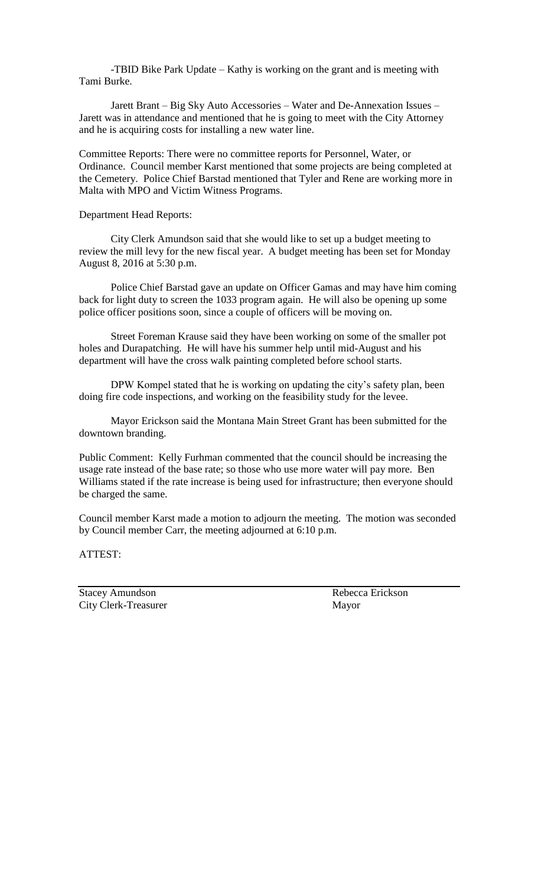-TBID Bike Park Update – Kathy is working on the grant and is meeting with Tami Burke.

Jarett Brant – Big Sky Auto Accessories – Water and De-Annexation Issues – Jarett was in attendance and mentioned that he is going to meet with the City Attorney and he is acquiring costs for installing a new water line.

Committee Reports: There were no committee reports for Personnel, Water, or Ordinance. Council member Karst mentioned that some projects are being completed at the Cemetery. Police Chief Barstad mentioned that Tyler and Rene are working more in Malta with MPO and Victim Witness Programs.

Department Head Reports:

City Clerk Amundson said that she would like to set up a budget meeting to review the mill levy for the new fiscal year. A budget meeting has been set for Monday August 8, 2016 at 5:30 p.m.

Police Chief Barstad gave an update on Officer Gamas and may have him coming back for light duty to screen the 1033 program again. He will also be opening up some police officer positions soon, since a couple of officers will be moving on.

Street Foreman Krause said they have been working on some of the smaller pot holes and Durapatching. He will have his summer help until mid-August and his department will have the cross walk painting completed before school starts.

DPW Kompel stated that he is working on updating the city's safety plan, been doing fire code inspections, and working on the feasibility study for the levee.

Mayor Erickson said the Montana Main Street Grant has been submitted for the downtown branding.

Public Comment: Kelly Furhman commented that the council should be increasing the usage rate instead of the base rate; so those who use more water will pay more. Ben Williams stated if the rate increase is being used for infrastructure; then everyone should be charged the same.

Council member Karst made a motion to adjourn the meeting. The motion was seconded by Council member Carr, the meeting adjourned at 6:10 p.m.

ATTEST:

Stacey Amundson
City Clerk-Treasurer

Rebecca Erickson
Mayor